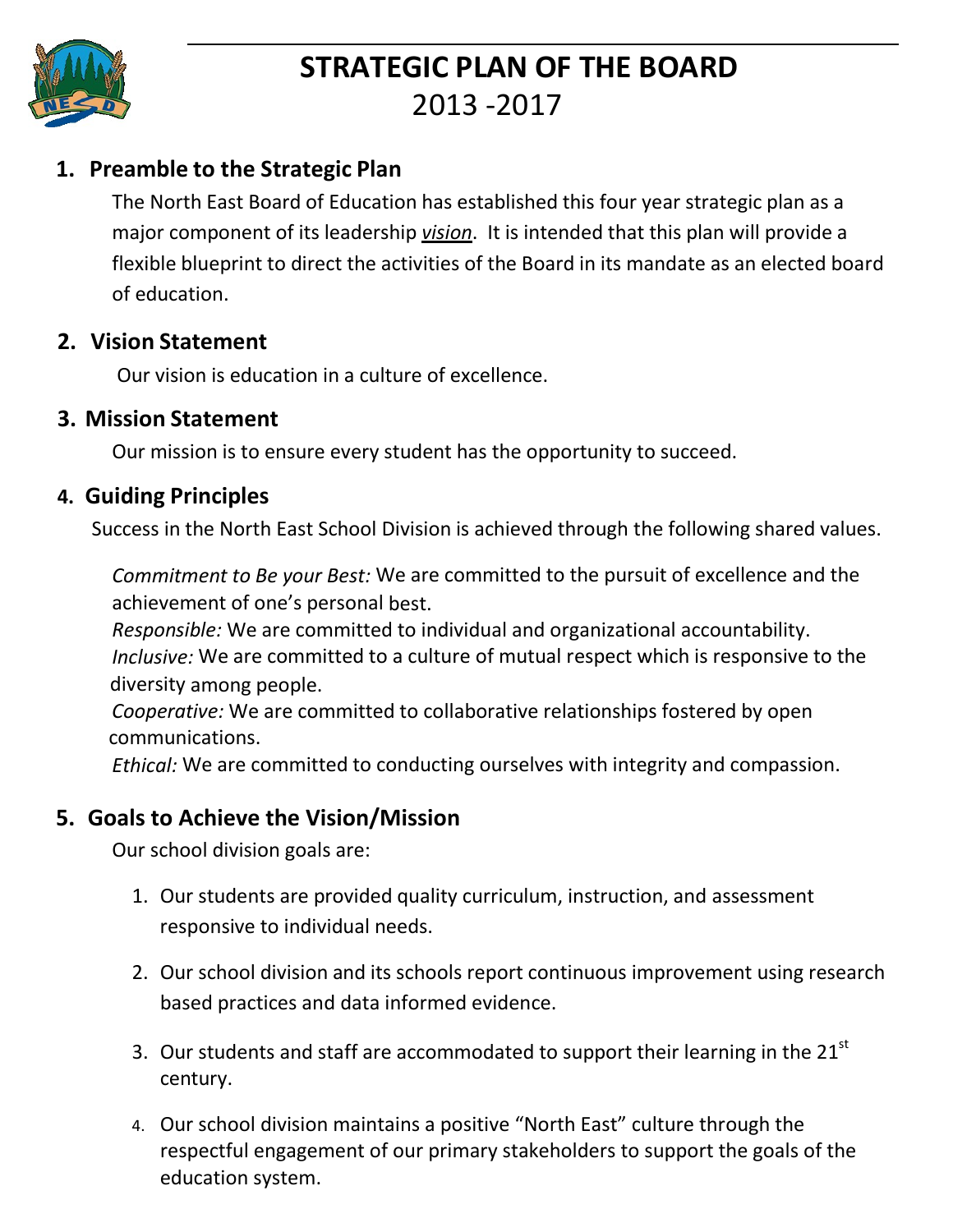# STRATEGIC PLAN OF THE BOARD
## 2013 -2017

## 1. Preamble to the Strategic Plan

The North East Board of Education has established this four year strategic plan as a major component of its leadership ***vision***. It is intended that this plan will provide a flexible blueprint to direct the activities of the Board in its mandate as an elected board of education.

## 2. Vision Statement

Our vision is education in a culture of excellence.

## 3. Mission Statement

Our mission is to ensure every student has the opportunity to succeed.

## 4. Guiding Principles

Success in the North East School Division is achieved through the following shared values.

*Commitment to Be your Best:* We are committed to the pursuit of excellence and the achievement of one's personal best.
*Responsible:* We are committed to individual and organizational accountability.
*Inclusive:* We are committed to a culture of mutual respect which is responsive to the diversity among people.
*Cooperative:* We are committed to collaborative relationships fostered by open communications.
*Ethical:* We are committed to conducting ourselves with integrity and compassion.

## 5. Goals to Achieve the Vision/Mission

Our school division goals are:

1. Our students are provided quality curriculum, instruction, and assessment responsive to individual needs.

2. Our school division and its schools report continuous improvement using research based practices and data informed evidence.

3. Our students and staff are accommodated to support their learning in the 21st century.

4. Our school division maintains a positive "North East" culture through the respectful engagement of our primary stakeholders to support the goals of the education system.